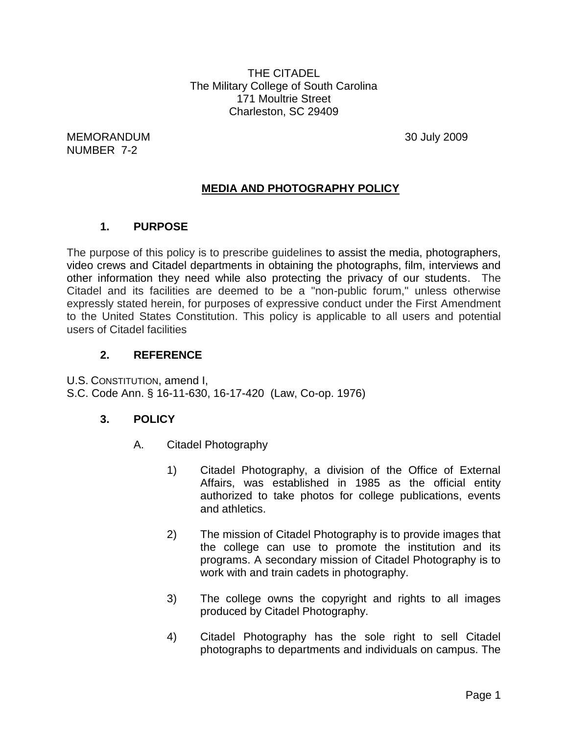THE CITADEL
The Military College of South Carolina
171 Moultrie Street
Charleston, SC 29409

MEMORANDUM
NUMBER 7-2

30 July 2009

# MEDIA AND PHOTOGRAPHY POLICY

## 1. PURPOSE

The purpose of this policy is to prescribe guidelines to assist the media, photographers, video crews and Citadel departments in obtaining the photographs, film, interviews and other information they need while also protecting the privacy of our students. The Citadel and its facilities are deemed to be a "non-public forum," unless otherwise expressly stated herein, for purposes of expressive conduct under the First Amendment to the United States Constitution. This policy is applicable to all users and potential users of Citadel facilities

## 2. REFERENCE

U.S. CONSTITUTION, amend I,
S.C. Code Ann. § 16-11-630, 16-17-420 (Law, Co-op. 1976)

## 3. POLICY

A. Citadel Photography

1) Citadel Photography, a division of the Office of External Affairs, was established in 1985 as the official entity authorized to take photos for college publications, events and athletics.

2) The mission of Citadel Photography is to provide images that the college can use to promote the institution and its programs. A secondary mission of Citadel Photography is to work with and train cadets in photography.

3) The college owns the copyright and rights to all images produced by Citadel Photography.

4) Citadel Photography has the sole right to sell Citadel photographs to departments and individuals on campus. The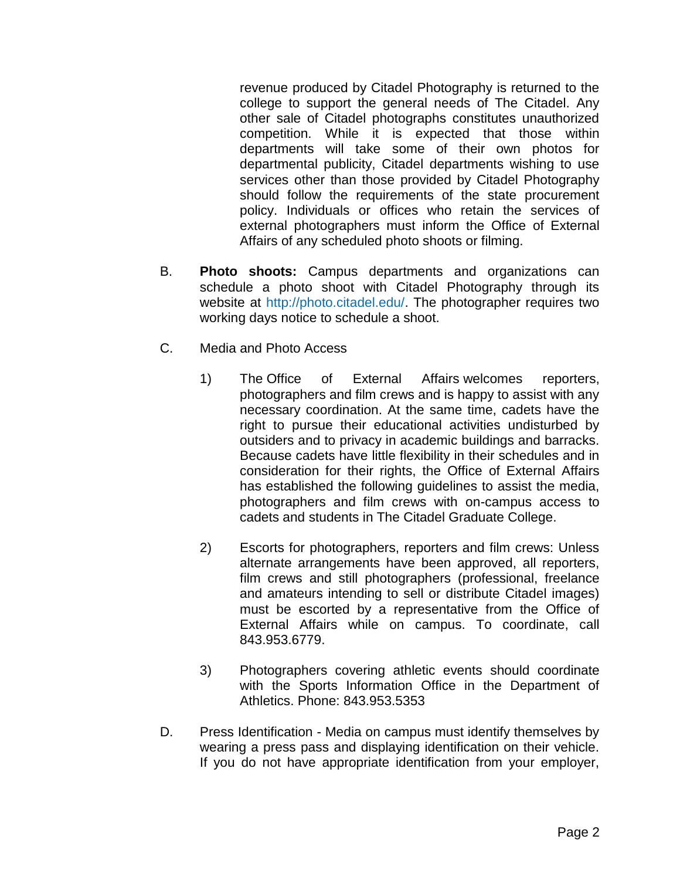revenue produced by Citadel Photography is returned to the college to support the general needs of The Citadel. Any other sale of Citadel photographs constitutes unauthorized competition. While it is expected that those within departments will take some of their own photos for departmental publicity, Citadel departments wishing to use services other than those provided by Citadel Photography should follow the requirements of the state procurement policy. Individuals or offices who retain the services of external photographers must inform the Office of External Affairs of any scheduled photo shoots or filming.

B. **Photo shoots:** Campus departments and organizations can schedule a photo shoot with Citadel Photography through its website at http://photo.citadel.edu/. The photographer requires two working days notice to schedule a shoot.

C. Media and Photo Access

1) The Office of External Affairs welcomes reporters, photographers and film crews and is happy to assist with any necessary coordination. At the same time, cadets have the right to pursue their educational activities undisturbed by outsiders and to privacy in academic buildings and barracks. Because cadets have little flexibility in their schedules and in consideration for their rights, the Office of External Affairs has established the following guidelines to assist the media, photographers and film crews with on-campus access to cadets and students in The Citadel Graduate College.

2) Escorts for photographers, reporters and film crews: Unless alternate arrangements have been approved, all reporters, film crews and still photographers (professional, freelance and amateurs intending to sell or distribute Citadel images) must be escorted by a representative from the Office of External Affairs while on campus. To coordinate, call 843.953.6779.

3) Photographers covering athletic events should coordinate with the Sports Information Office in the Department of Athletics. Phone: 843.953.5353

D. Press Identification - Media on campus must identify themselves by wearing a press pass and displaying identification on their vehicle. If you do not have appropriate identification from your employer,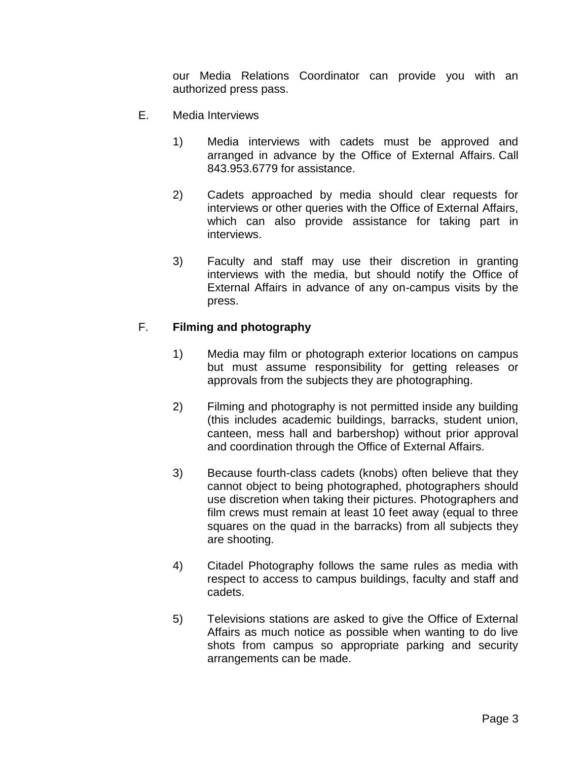our Media Relations Coordinator can provide you with an authorized press pass.

E. Media Interviews

1) Media interviews with cadets must be approved and arranged in advance by the Office of External Affairs. Call 843.953.6779 for assistance.

2) Cadets approached by media should clear requests for interviews or other queries with the Office of External Affairs, which can also provide assistance for taking part in interviews.

3) Faculty and staff may use their discretion in granting interviews with the media, but should notify the Office of External Affairs in advance of any on-campus visits by the press.

F. **Filming and photography**

1) Media may film or photograph exterior locations on campus but must assume responsibility for getting releases or approvals from the subjects they are photographing.

2) Filming and photography is not permitted inside any building (this includes academic buildings, barracks, student union, canteen, mess hall and barbershop) without prior approval and coordination through the Office of External Affairs.

3) Because fourth-class cadets (knobs) often believe that they cannot object to being photographed, photographers should use discretion when taking their pictures. Photographers and film crews must remain at least 10 feet away (equal to three squares on the quad in the barracks) from all subjects they are shooting.

4) Citadel Photography follows the same rules as media with respect to access to campus buildings, faculty and staff and cadets.

5) Televisions stations are asked to give the Office of External Affairs as much notice as possible when wanting to do live shots from campus so appropriate parking and security arrangements can be made.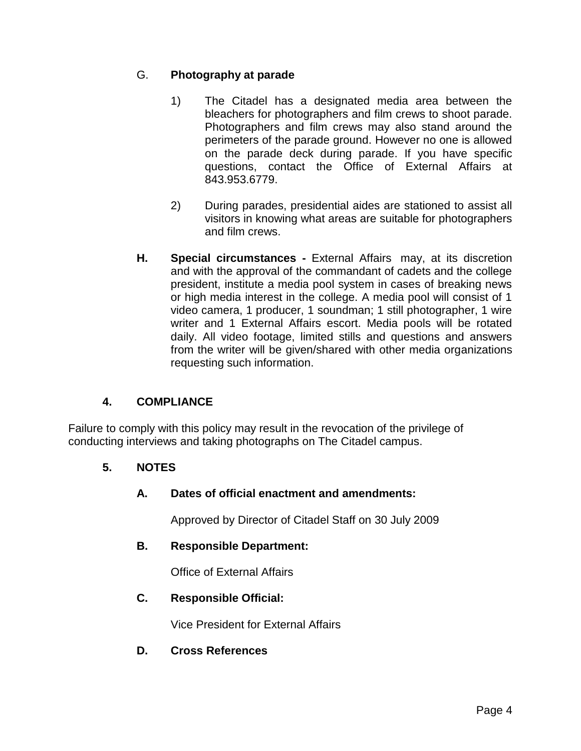G. **Photography at parade**

1) The Citadel has a designated media area between the bleachers for photographers and film crews to shoot parade. Photographers and film crews may also stand around the perimeters of the parade ground. However no one is allowed on the parade deck during parade. If you have specific questions, contact the Office of External Affairs at 843.953.6779.

2) During parades, presidential aides are stationed to assist all visitors in knowing what areas are suitable for photographers and film crews.

**H. Special circumstances -** External Affairs may, at its discretion and with the approval of the commandant of cadets and the college president, institute a media pool system in cases of breaking news or high media interest in the college. A media pool will consist of 1 video camera, 1 producer, 1 soundman; 1 still photographer, 1 wire writer and 1 External Affairs escort. Media pools will be rotated daily. All video footage, limited stills and questions and answers from the writer will be given/shared with other media organizations requesting such information.

## 4. COMPLIANCE

Failure to comply with this policy may result in the revocation of the privilege of conducting interviews and taking photographs on The Citadel campus.

## 5. NOTES

**A. Dates of official enactment and amendments:**

Approved by Director of Citadel Staff on 30 July 2009

**B. Responsible Department:**

Office of External Affairs

**C. Responsible Official:**

Vice President for External Affairs

**D. Cross References**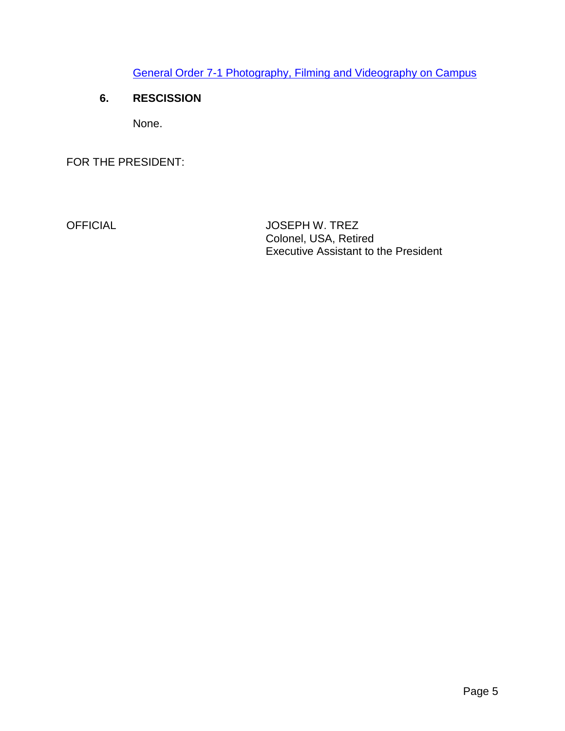General Order 7-1 Photography, Filming and Videography on Campus

## 6. RESCISSION

None.

FOR THE PRESIDENT:

OFFICIAL

JOSEPH W. TREZ
Colonel, USA, Retired
Executive Assistant to the President